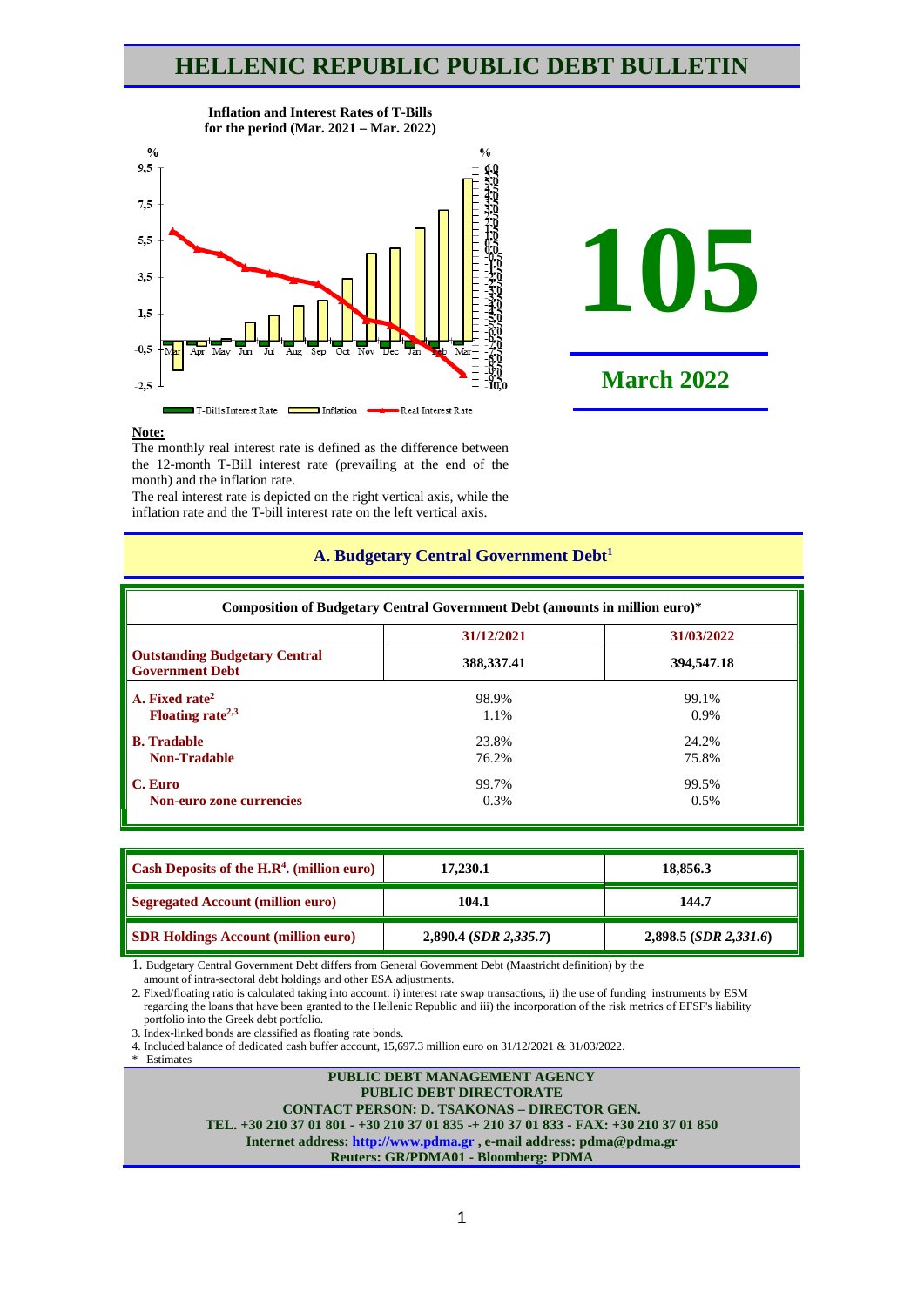# HELLENIC REPUBLIC PUBLIC DEBT BULLETIN

**Inflation and Interest Rates of T-Bills for the period (Mar. 2021 – Mar. 2022)**

# 105

## March 2022

**Note:**

The monthly real interest rate is defined as the difference between the 12-month T-Bill interest rate (prevailing at the end of the month) and the inflation rate.

The real interest rate is depicted on the right vertical axis, while the inflation rate and the T-bill interest rate on the left vertical axis.

## A. Budgetary Central Government Debt[1]

**Composition of Budgetary Central Government Debt (amounts in million euro)***

| | 31/12/2021 | 31/03/2022 |
|---|---|---|
| **Outstanding Budgetary Central Government Debt** | **388,337.41** | **394,547.18** |
| **A. Fixed rate[2]** | 98.9% | 99.1% |
| **Floating rate[2,3]** | 1.1% | 0.9% |
| **B. Tradable** | 23.8% | 24.2% |
| **Non-Tradable** | 76.2% | 75.8% |
| **C. Euro** | 99.7% | 99.5% |
| **Non-euro zone currencies** | 0.3% | 0.5% |

| | | |
|---|---|---|
| **Cash Deposits of the H.R[4]. (million euro)** | **17,230.1** | **18,856.3** |
| **Segregated Account (million euro)** | **104.1** | **144.7** |
| **SDR Holdings Account (million euro)** | **2,890.4 (*SDR 2,335.7*)** | **2,898.5 (*SDR 2,331.6*)** |

1. Budgetary Central Government Debt differs from General Government Debt (Maastricht definition) by the amount of intra-sectoral debt holdings and other ESA adjustments.
2. Fixed/floating ratio is calculated taking into account: i) interest rate swap transactions, ii) the use of funding instruments by ESM regarding the loans that have been granted to the Hellenic Republic and iii) the incorporation of the risk metrics of EFSF's liability portfolio into the Greek debt portfolio.
3. Index-linked bonds are classified as floating rate bonds.
4. Included balance of dedicated cash buffer account, 15,697.3 million euro on 31/12/2021 & 31/03/2022.

\* Estimates

**PUBLIC DEBT MANAGEMENT AGENCY**
**PUBLIC DEBT DIRECTORATE**
**CONTACT PERSON: D. TSAKONAS – DIRECTOR GEN.**
**TEL. +30 210 37 01 801 - +30 210 37 01 835 -+ 210 37 01 833 - FAX: +30 210 37 01 850**
**Internet address: http://www.pdma.gr , e-mail address: pdma@pdma.gr**
**Reuters: GR/PDMA01 - Bloomberg: PDMA**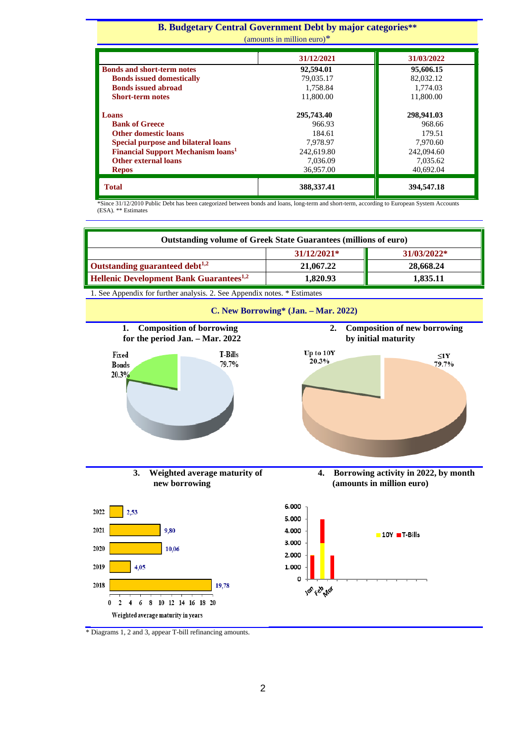## B. Budgetary Central Government Debt by major categories**

(amounts in million euro)*

| | 31/12/2021 | 31/03/2022 |
|---|---|---|
| **Bonds and short-term notes** | **92,594.01** | **95,606.15** |
| **Bonds issued domestically** | 79,035.17 | 82,032.12 |
| **Bonds issued abroad** | 1,758.84 | 1,774.03 |
| **Short-term notes** | 11,800.00 | 11,800.00 |
| **Loans** | **295,743.40** | **298,941.03** |
| **Bank of Greece** | 966.93 | 968.66 |
| **Other domestic loans** | 184.61 | 179.51 |
| **Special purpose and bilateral loans** | 7,978.97 | 7,970.60 |
| **Financial Support Mechanism loans**[1] | 242,619.80 | 242,094.60 |
| **Other external loans** | 7,036.09 | 7,035.62 |
| **Repos** | 36,957.00 | 40,692.04 |
| **Total** | **388,337.41** | **394,547.18** |

*Since 31/12/2010 Public Debt has been categorized between bonds and loans, long-term and short-term, according to European System Accounts (ESA). ** Estimates

| Outstanding volume of Greek State Guarantees (millions of euro) | | |
|---|---|---|
| | 31/12/2021* | 31/03/2022* |
| **Outstanding guaranteed debt**[1,2] | **21,067.22** | **28,668.24** |
| **Hellenic Development Bank Guarantees**[1,2] | **1,820.93** | **1,835.11** |

1. See Appendix for further analysis. 2. See Appendix notes. * Estimates

## C. New Borrowing* (Jan. – Mar. 2022)

**1. Composition of borrowing for the period Jan. – Mar. 2022**

Fixed Bonds 20.3%; T-Bills 79.7%

**2. Composition of new borrowing by initial maturity**

Up to 10Y 20.3%; ≤1Y 79.7%

**3. Weighted average maturity of new borrowing**

| Year | Weighted average maturity in years |
|---|---|
| 2022 | 2,53 |
| 2021 | 9,80 |
| 2020 | 10,06 |
| 2019 | 4,05 |
| 2018 | 19,78 |

**4. Borrowing activity in 2022, by month (amounts in million euro)**

Legend: 10Y, T-Bills (months: Jan, Feb, Mar)

\* Diagrams 1, 2 and 3, appear T-bill refinancing amounts.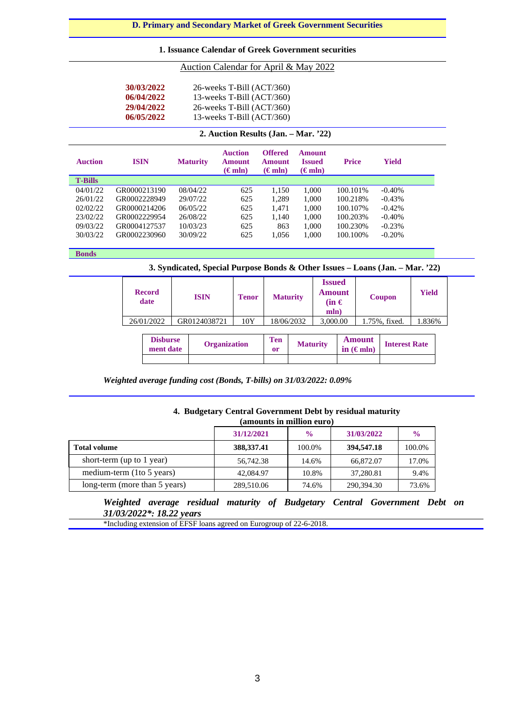## D. Primary and Secondary Market of Greek Government Securities

### 1. Issuance Calendar of Greek Government securities

Auction Calendar for April & May 2022

| | |
|---|---|
| **30/03/2022** | 26-weeks T-Bill (ACT/360) |
| **06/04/2022** | 13-weeks T-Bill (ACT/360) |
| **29/04/2022** | 26-weeks T-Bill (ACT/360) |
| **06/05/2022** | 13-weeks T-Bill (ACT/360) |

### 2. Auction Results (Jan. – Mar. '22)

| Auction | ISIN | Maturity | Auction Amount (€ mln) | Offered Amount (€ mln) | Amount Issued (€ mln) | Price | Yield |
|---|---|---|---|---|---|---|---|
| **T-Bills** | | | | | | | |
| 04/01/22 | GR0000213190 | 08/04/22 | 625 | 1,150 | 1,000 | 100.101% | -0.40% |
| 26/01/22 | GR0002228949 | 29/07/22 | 625 | 1,289 | 1,000 | 100.218% | -0.43% |
| 02/02/22 | GR0000214206 | 06/05/22 | 625 | 1,471 | 1,000 | 100.107% | -0.42% |
| 23/02/22 | GR0002229954 | 26/08/22 | 625 | 1,140 | 1,000 | 100.203% | -0.40% |
| 09/03/22 | GR0004127537 | 10/03/23 | 625 | 863 | 1,000 | 100.230% | -0.23% |
| 30/03/22 | GR0002230960 | 30/09/22 | 625 | 1,056 | 1,000 | 100.100% | -0.20% |
| **Bonds** | | | | | | | |

### 3. Syndicated, Special Purpose Bonds & Other Issues – Loans (Jan. – Mar. '22)

| Record date | ISIN | Tenor | Maturity | Issued Amount (in € mln) | Coupon | Yield |
|---|---|---|---|---|---|---|
| 26/01/2022 | GR0124038721 | 10Y | 18/06/2032 | 3,000.00 | 1.75%, fixed. | 1.836% |

| Disbursement date | Organization | Tenor | Maturity | Amount in (€ mln) | Interest Rate |
|---|---|---|---|---|---|
| | | | | | |

***Weighted average funding cost (Bonds, T-bills) on 31/03/2022: 0.09%***

### 4. Budgetary Central Government Debt by residual maturity

**(amounts in million euro)**

| | 31/12/2021 | % | 31/03/2022 | % |
|---|---|---|---|---|
| **Total volume** | **388,337.41** | 100.0% | **394,547.18** | 100.0% |
| short-term (up to 1 year) | 56,742.38 | 14.6% | 66,872.07 | 17.0% |
| medium-term (1to 5 years) | 42,084.97 | 10.8% | 37,280.81 | 9.4% |
| long-term (more than 5 years) | 289,510.06 | 74.6% | 290,394.30 | 73.6% |

***Weighted average residual maturity of Budgetary Central Government Debt on 31/03/2022*: 18.22 years***

*Including extension of EFSF loans agreed on Eurogroup of 22-6-2018.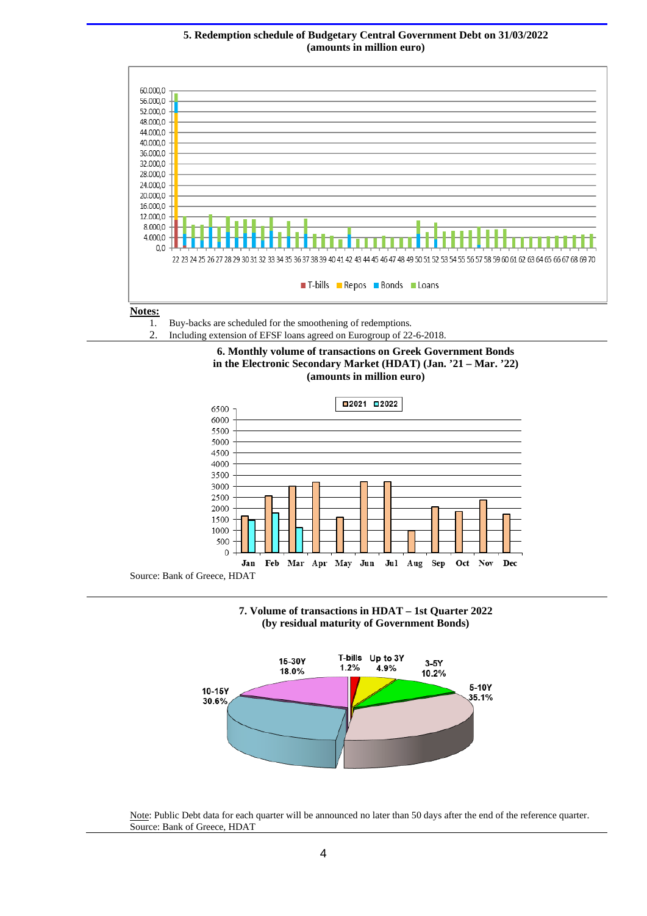## 5. Redemption schedule of Budgetary Central Government Debt on 31/03/2022
**(amounts in million euro)**

**Notes:**

1. Buy-backs are scheduled for the smoothening of redemptions.
2. Including extension of EFSF loans agreed on Eurogroup of 22-6-2018.

## 6. Monthly volume of transactions on Greek Government Bonds in the Electronic Secondary Market (HDAT) (Jan. '21 – Mar. '22)
**(amounts in million euro)**

Source: Bank of Greece, HDAT

## 7. Volume of transactions in HDAT – 1st Quarter 2022
**(by residual maturity of Government Bonds)**

Note: Public Debt data for each quarter will be announced no later than 50 days after the end of the reference quarter.
Source: Bank of Greece, HDAT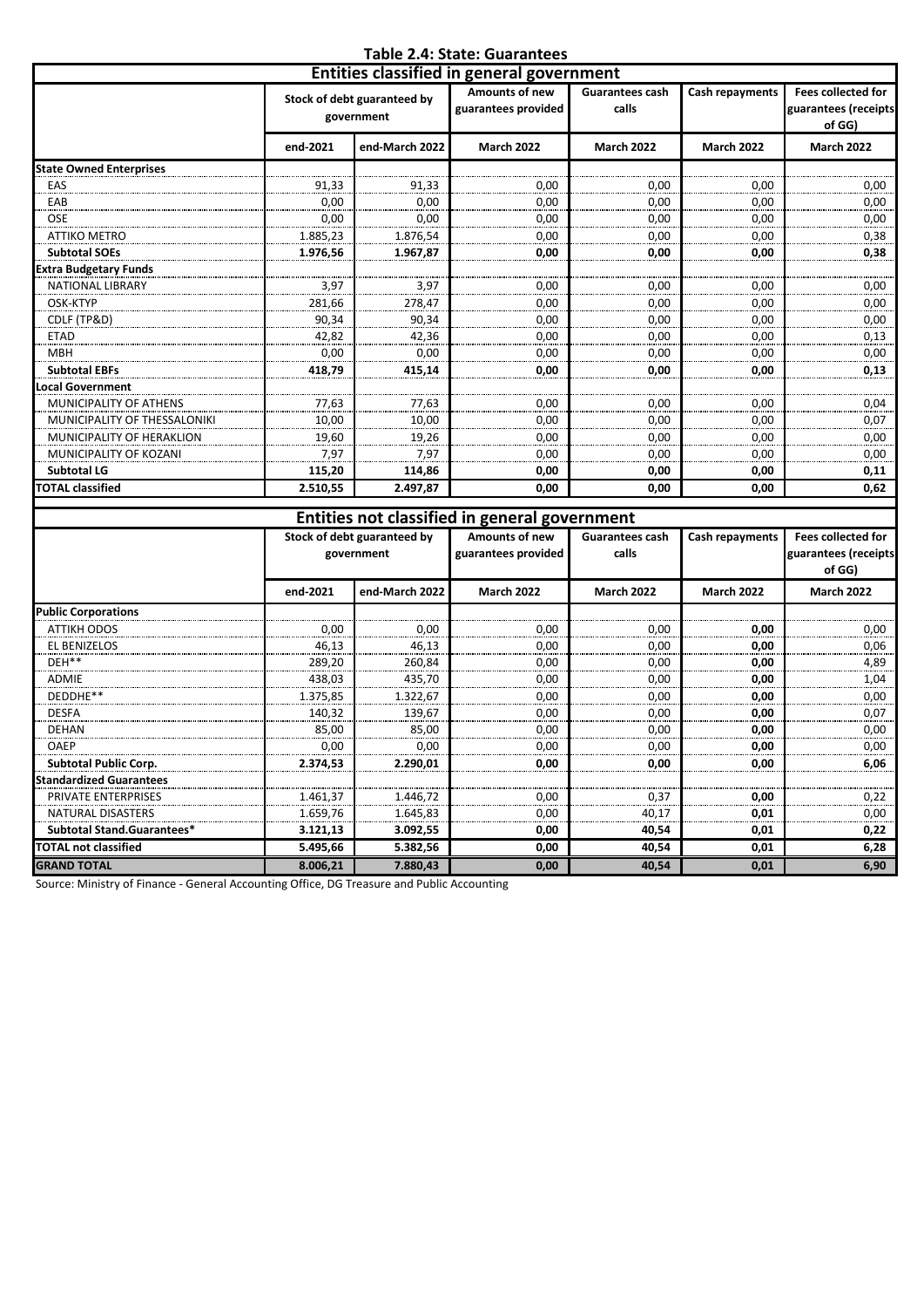# Table 2.4: State: Guarantees

| Entities classified in general government | Stock of debt guaranteed by government | | Amounts of new guarantees provided | Guarantees cash calls | Cash repayments | Fees collected for guarantees (receipts of GG) |
|---|---|---|---|---|---|---|
| | end-2021 | end-March 2022 | March 2022 | March 2022 | March 2022 | March 2022 |
| **State Owned Enterprises** | | | | | | |
| EAS | 91,33 | 91,33 | 0,00 | 0,00 | 0,00 | 0,00 |
| EAB | 0,00 | 0,00 | 0,00 | 0,00 | 0,00 | 0,00 |
| OSE | 0,00 | 0,00 | 0,00 | 0,00 | 0,00 | 0,00 |
| ATTIKO METRO | 1.885,23 | 1.876,54 | 0,00 | 0,00 | 0,00 | 0,38 |
| **Subtotal SOEs** | **1.976,56** | **1.967,87** | **0,00** | **0,00** | **0,00** | **0,38** |
| **Extra Budgetary Funds** | | | | | | |
| NATIONAL LIBRARY | 3,97 | 3,97 | 0,00 | 0,00 | 0,00 | 0,00 |
| OSK-KTYP | 281,66 | 278,47 | 0,00 | 0,00 | 0,00 | 0,00 |
| CDLF (TP&D) | 90,34 | 90,34 | 0,00 | 0,00 | 0,00 | 0,00 |
| ETAD | 42,82 | 42,36 | 0,00 | 0,00 | 0,00 | 0,13 |
| MBH | 0,00 | 0,00 | 0,00 | 0,00 | 0,00 | 0,00 |
| **Subtotal EBFs** | **418,79** | **415,14** | **0,00** | **0,00** | **0,00** | **0,13** |
| **Local Government** | | | | | | |
| MUNICIPALITY OF ATHENS | 77,63 | 77,63 | 0,00 | 0,00 | 0,00 | 0,04 |
| MUNICIPALITY OF THESSALONIKI | 10,00 | 10,00 | 0,00 | 0,00 | 0,00 | 0,07 |
| MUNICIPALITY OF HERAKLION | 19,60 | 19,26 | 0,00 | 0,00 | 0,00 | 0,00 |
| MUNICIPALITY OF KOZANI | 7,97 | 7,97 | 0,00 | 0,00 | 0,00 | 0,00 |
| **Subtotal LG** | **115,20** | **114,86** | **0,00** | **0,00** | **0,00** | **0,11** |
| **TOTAL classified** | **2.510,55** | **2.497,87** | **0,00** | **0,00** | **0,00** | **0,62** |

| Entities not classified in general government | Stock of debt guaranteed by government | | Amounts of new guarantees provided | Guarantees cash calls | Cash repayments | Fees collected for guarantees (receipts of GG) |
|---|---|---|---|---|---|---|
| | end-2021 | end-March 2022 | March 2022 | March 2022 | March 2022 | March 2022 |
| **Public Corporations** | | | | | | |
| ATTIKH ODOS | 0,00 | 0,00 | 0,00 | 0,00 | **0,00** | 0,00 |
| EL BENIZELOS | 46,13 | 46,13 | 0,00 | 0,00 | **0,00** | 0,06 |
| DEH** | 289,20 | 260,84 | 0,00 | 0,00 | **0,00** | 4,89 |
| ADMIE | 438,03 | 435,70 | 0,00 | 0,00 | **0,00** | 1,04 |
| DEDDHE** | 1.375,85 | 1.322,67 | 0,00 | 0,00 | **0,00** | 0,00 |
| DESFA | 140,32 | 139,67 | 0,00 | 0,00 | **0,00** | 0,07 |
| DEHAN | 85,00 | 85,00 | 0,00 | 0,00 | **0,00** | 0,00 |
| OAEP | 0,00 | 0,00 | 0,00 | 0,00 | **0,00** | 0,00 |
| **Subtotal Public Corp.** | **2.374,53** | **2.290,01** | **0,00** | **0,00** | **0,00** | **6,06** |
| **Standardized Guarantees** | | | | | | |
| PRIVATE ENTERPRISES | 1.461,37 | 1.446,72 | 0,00 | 0,37 | **0,00** | 0,22 |
| NATURAL DISASTERS | 1.659,76 | 1.645,83 | 0,00 | 40,17 | **0,01** | 0,00 |
| **Subtotal Stand.Guarantees*** | **3.121,13** | **3.092,55** | **0,00** | **40,54** | **0,01** | **0,22** |
| **TOTAL not classified** | **5.495,66** | **5.382,56** | **0,00** | **40,54** | **0,01** | **6,28** |
| **GRAND TOTAL** | **8.006,21** | **7.880,43** | **0,00** | **40,54** | **0,01** | **6,90** |

Source: Ministry of Finance - General Accounting Office, DG Treasure and Public Accounting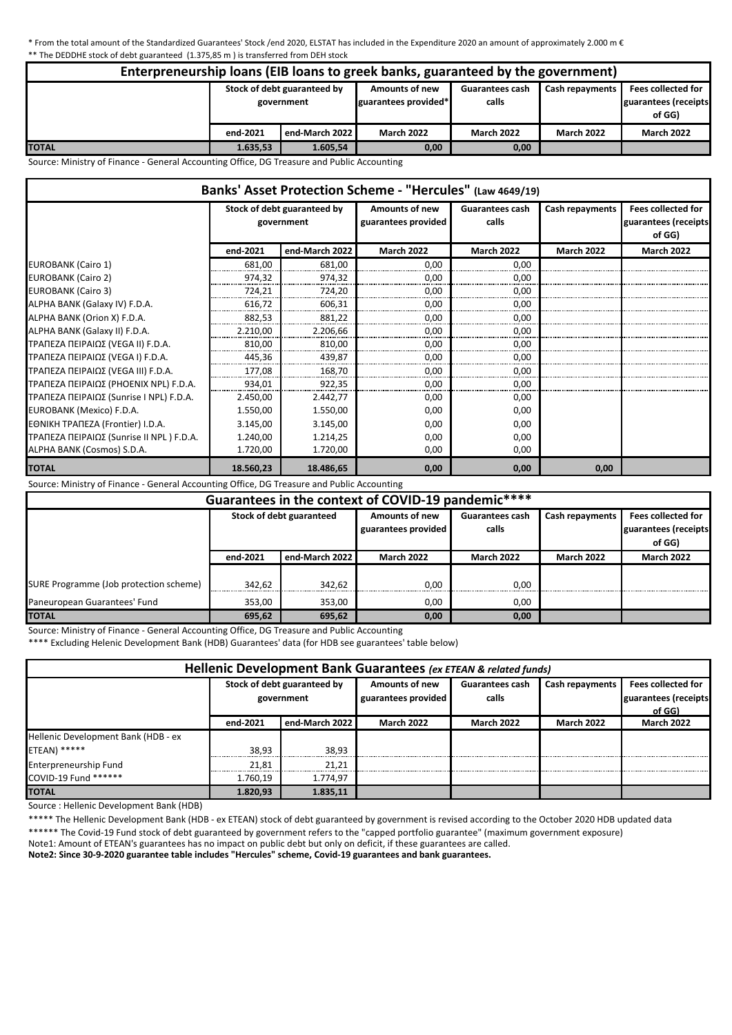\* From the total amount of the Standardized Guarantees' Stock /end 2020, ELSTAT has included in the Expenditure 2020 an amount of approximately 2.000 m €
\*\* The DEDDHE stock of debt guaranteed (1.375,85 m ) is transferred from DEH stock

**Enterpreneurship loans (EIB loans to greek banks, guaranteed by the government)**

| | Stock of debt guaranteed by government | | Amounts of new guarantees provided* | Guarantees cash calls | Cash repayments | Fees collected for guarantees (receipts of GG) |
|---|---|---|---|---|---|---|
| | end-2021 | end-March 2022 | March 2022 | March 2022 | March 2022 | March 2022 |
| **TOTAL** | **1.635,53** | **1.605,54** | **0,00** | **0,00** | | |

Source: Ministry of Finance - General Accounting Office, DG Treasure and Public Accounting

**Banks' Asset Protection Scheme - "Hercules" (Law 4649/19)**

| | Stock of debt guaranteed by government | | Amounts of new guarantees provided | Guarantees cash calls | Cash repayments | Fees collected for guarantees (receipts of GG) |
|---|---|---|---|---|---|---|
| | end-2021 | end-March 2022 | March 2022 | March 2022 | March 2022 | March 2022 |
| EUROBANK (Cairo 1) | 681,00 | 681,00 | 0,00 | 0,00 | | |
| EUROBANK (Cairo 2) | 974,32 | 974,32 | 0,00 | 0,00 | | |
| EUROBANK (Cairo 3) | 724,21 | 724,20 | 0,00 | 0,00 | | |
| ALPHA BANK (Galaxy IV) F.D.A. | 616,72 | 606,31 | 0,00 | 0,00 | | |
| ALPHA BANK (Orion X) F.D.A. | 882,53 | 881,22 | 0,00 | 0,00 | | |
| ALPHA BANK (Galaxy II) F.D.A. | 2.210,00 | 2.206,66 | 0,00 | 0,00 | | |
| ΤΡΑΠΕΖΑ ΠΕΙΡΑΙΩΣ (VEGA II) F.D.A. | 810,00 | 810,00 | 0,00 | 0,00 | | |
| ΤΡΑΠΕΖΑ ΠΕΙΡΑΙΩΣ (VEGA I) F.D.A. | 445,36 | 439,87 | 0,00 | 0,00 | | |
| ΤΡΑΠΕΖΑ ΠΕΙΡΑΙΩΣ (VEGA III) F.D.A. | 177,08 | 168,70 | 0,00 | 0,00 | | |
| ΤΡΑΠΕΖΑ ΠΕΙΡΑΙΩΣ (PHOENIX NPL) F.D.A. | 934,01 | 922,35 | 0,00 | 0,00 | | |
| ΤΡΑΠΕΖΑ ΠΕΙΡΑΙΩΣ (Sunrise I NPL) F.D.A. | 2.450,00 | 2.442,77 | 0,00 | 0,00 | | |
| EUROBANK (Mexico) F.D.A. | 1.550,00 | 1.550,00 | 0,00 | 0,00 | | |
| ΕΘΝΙΚΗ ΤΡΑΠΕΖΑ (Frontier) I.D.A. | 3.145,00 | 3.145,00 | 0,00 | 0,00 | | |
| ΤΡΑΠΕΖΑ ΠΕΙΡΑΙΩΣ (Sunrise II NPL ) F.D.A. | 1.240,00 | 1.214,25 | 0,00 | 0,00 | | |
| ALPHA BANK (Cosmos) S.D.A. | 1.720,00 | 1.720,00 | 0,00 | 0,00 | | |
| **TOTAL** | **18.560,23** | **18.486,65** | **0,00** | **0,00** | **0,00** | |

Source: Ministry of Finance - General Accounting Office, DG Treasure and Public Accounting

**Guarantees in the context of COVID-19 pandemic\*\*\*\***

| | Stock of debt guaranteed | | Amounts of new guarantees provided | Guarantees cash calls | Cash repayments | Fees collected for guarantees (receipts of GG) |
|---|---|---|---|---|---|---|
| | end-2021 | end-March 2022 | March 2022 | March 2022 | March 2022 | March 2022 |
| SURE Programme (Job protection scheme) | 342,62 | 342,62 | 0,00 | 0,00 | | |
| Paneuropean Guarantees' Fund | 353,00 | 353,00 | 0,00 | 0,00 | | |
| **TOTAL** | **695,62** | **695,62** | **0,00** | **0,00** | | |

Source: Ministry of Finance - General Accounting Office, DG Treasure and Public Accounting
\*\*\*\* Excluding Helenic Development Bank (HDB) Guarantees' data (for HDB see guarantees' table below)

**Hellenic Development Bank Guarantees *(ex ETEAN & related funds)***

| | Stock of debt guaranteed by government | | Amounts of new guarantees provided | Guarantees cash calls | Cash repayments | Fees collected for guarantees (receipts of GG) |
|---|---|---|---|---|---|---|
| | end-2021 | end-March 2022 | March 2022 | March 2022 | March 2022 | March 2022 |
| Hellenic Development Bank (HDB - ex ETEAN) \*\*\*\*\* | 38,93 | 38,93 | | | | |
| Enterpreneurship Fund | 21,81 | 21,21 | | | | |
| COVID-19 Fund \*\*\*\*\*\* | 1.760,19 | 1.774,97 | | | | |
| **TOTAL** | **1.820,93** | **1.835,11** | | | | |

Source : Hellenic Development Bank (HDB)

\*\*\*\*\* The Hellenic Development Bank (HDB - ex ETEAN) stock of debt guaranteed by government is revised according to the October 2020 HDB updated data
\*\*\*\*\*\* The Covid-19 Fund stock of debt guaranteed by government refers to the "capped portfolio guarantee" (maximum government exposure)
Note1: Amount of ETEAN's guarantees has no impact on public debt but only on deficit, if these guarantees are called.
**Note2: Since 30-9-2020 guarantee table includes "Hercules" scheme, Covid-19 guarantees and bank guarantees.**